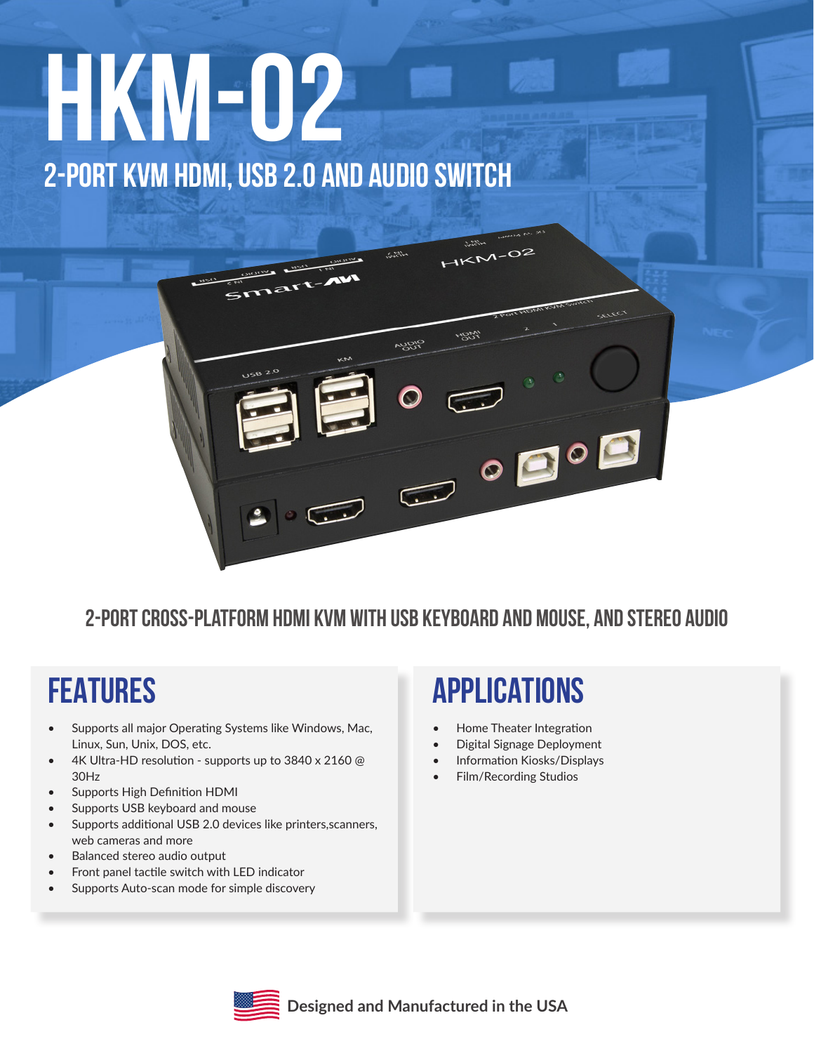# HKM-02

## 2-PORT KVM HDMI, USB 2.0 AND AUDIO SWITCH

### 2-PORT CROSS-PLATFORM HDMI KVM WITH USB KEYBOARD AND MOUSE, AND STEREO AUDIO

## FEATURES

- Supports all major Operating Systems like Windows, Mac, Linux, Sun, Unix, DOS, etc.
- 4K Ultra-HD resolution - supports up to 3840 x 2160 @ 30Hz
- Supports High Definition HDMI
- Supports USB keyboard and mouse
- Supports additional USB 2.0 devices like printers,scanners, web cameras and more
- Balanced stereo audio output
- Front panel tactile switch with LED indicator
- Supports Auto-scan mode for simple discovery

## APPLICATIONS

- Home Theater Integration
- Digital Signage Deployment
- Information Kiosks/Displays
- Film/Recording Studios

**Designed and Manufactured in the USA**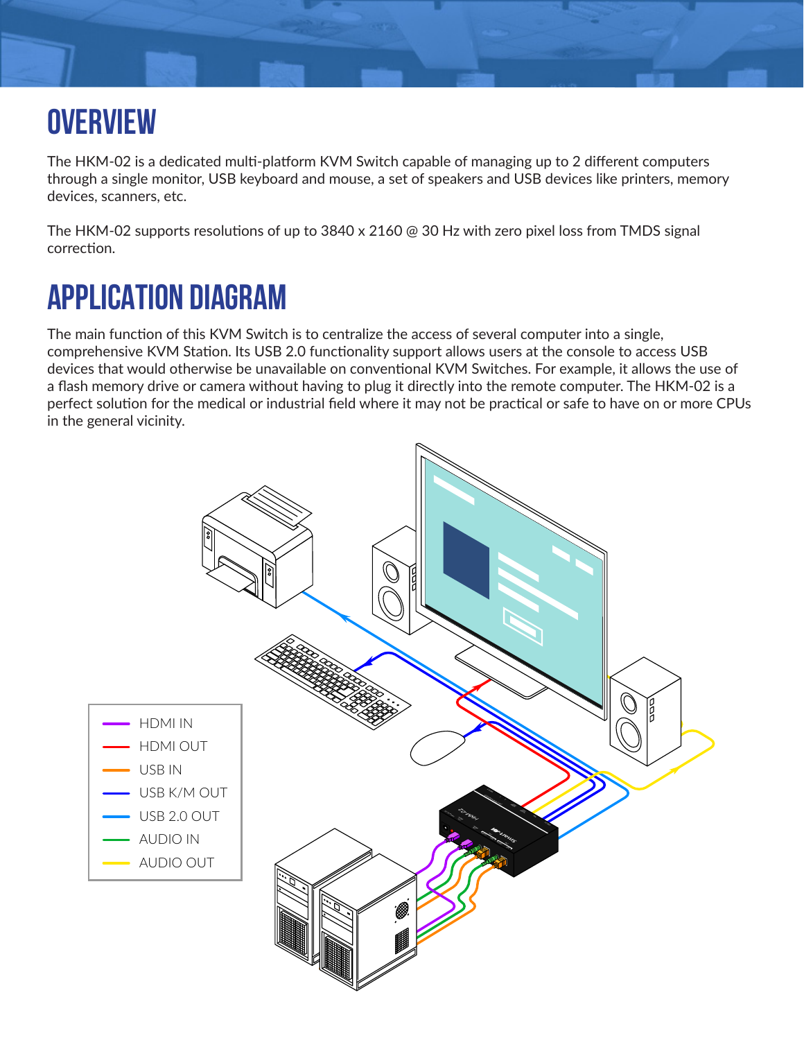## OVERVIEW

The HKM-02 is a dedicated multi-platform KVM Switch capable of managing up to 2 different computers through a single monitor, USB keyboard and mouse, a set of speakers and USB devices like printers, memory devices, scanners, etc.

The HKM-02 supports resolutions of up to 3840 x 2160 @ 30 Hz with zero pixel loss from TMDS signal correction.

## APPLICATION DIAGRAM

The main function of this KVM Switch is to centralize the access of several computer into a single, comprehensive KVM Station. Its USB 2.0 functionality support allows users at the console to access USB devices that would otherwise be unavailable on conventional KVM Switches. For example, it allows the use of a flash memory drive or camera without having to plug it directly into the remote computer. The HKM-02 is a perfect solution for the medical or industrial field where it may not be practical or safe to have on or more CPUs in the general vicinity.

- HDMI IN
- HDMI OUT
- USB IN
- USB K/M OUT
- USB 2.0 OUT
- AUDIO IN
- AUDIO OUT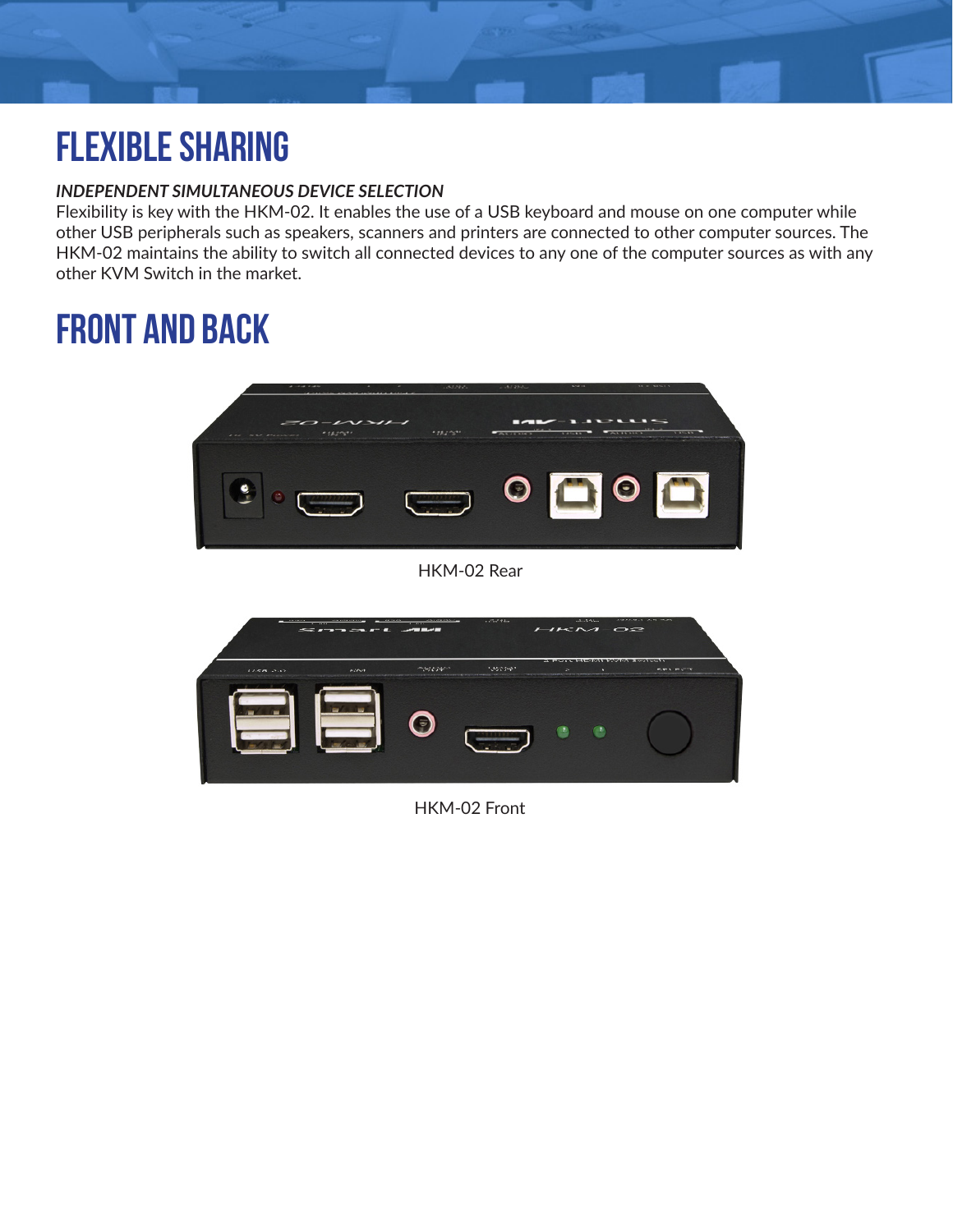# FLEXIBLE SHARING

***INDEPENDENT SIMULTANEOUS DEVICE SELECTION***

Flexibility is key with the HKM-02. It enables the use of a USB keyboard and mouse on one computer while other USB peripherals such as speakers, scanners and printers are connected to other computer sources. The HKM-02 maintains the ability to switch all connected devices to any one of the computer sources as with any other KVM Switch in the market.

# FRONT AND BACK

HKM-02 Rear

HKM-02 Front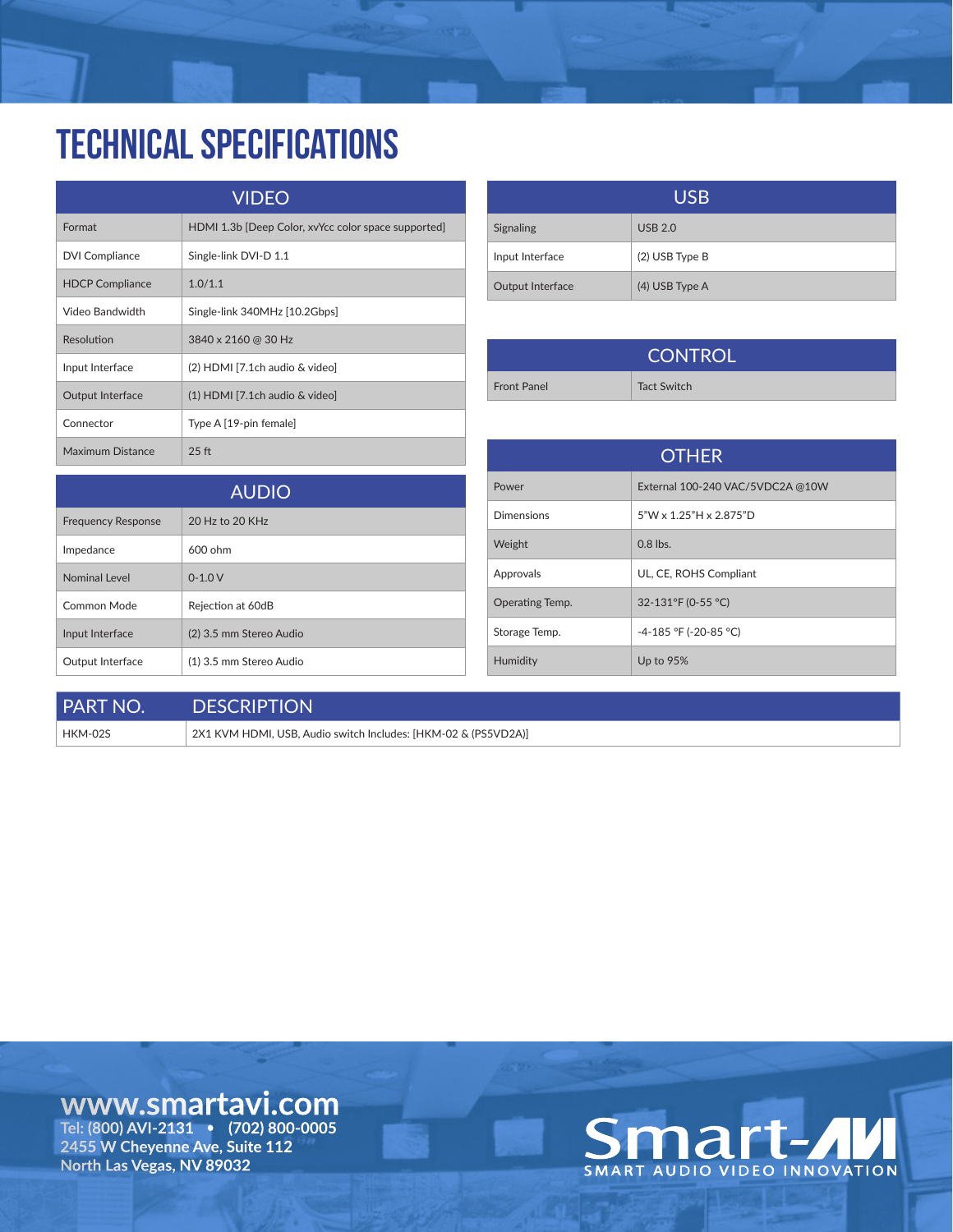# TECHNICAL SPECIFICATIONS

| VIDEO | |
|---|---|
| Format | HDMI 1.3b [Deep Color, xvYcc color space supported] |
| DVI Compliance | Single-link DVI-D 1.1 |
| HDCP Compliance | 1.0/1.1 |
| Video Bandwidth | Single-link 340MHz [10.2Gbps] |
| Resolution | 3840 x 2160 @ 30 Hz |
| Input Interface | (2) HDMI [7.1ch audio & video] |
| Output Interface | (1) HDMI [7.1ch audio & video] |
| Connector | Type A [19-pin female] |
| Maximum Distance | 25 ft |

| AUDIO | |
|---|---|
| Frequency Response | 20 Hz to 20 KHz |
| Impedance | 600 ohm |
| Nominal Level | 0-1.0 V |
| Common Mode | Rejection at 60dB |
| Input Interface | (2) 3.5 mm Stereo Audio |
| Output Interface | (1) 3.5 mm Stereo Audio |

| USB | |
|---|---|
| Signaling | USB 2.0 |
| Input Interface | (2) USB Type B |
| Output Interface | (4) USB Type A |

| CONTROL | |
|---|---|
| Front Panel | Tact Switch |

| OTHER | |
|---|---|
| Power | External 100-240 VAC/5VDC2A @10W |
| Dimensions | 5"W x 1.25"H x 2.875"D |
| Weight | 0.8 lbs. |
| Approvals | UL, CE, ROHS Compliant |
| Operating Temp. | 32-131°F (0-55 °C) |
| Storage Temp. | -4-185 °F (-20-85 °C) |
| Humidity | Up to 95% |

| PART NO. | DESCRIPTION |
|---|---|
| HKM-02S | 2X1 KVM HDMI, USB, Audio switch Includes: [HKM-02 & (PS5VD2A)] |

www.smartavi.com
Tel: (800) AVI-2131 • (702) 800-0005
2455 W Cheyenne Ave, Suite 112
North Las Vegas, NV 89032

Smart-AVI
SMART AUDIO VIDEO INNOVATION